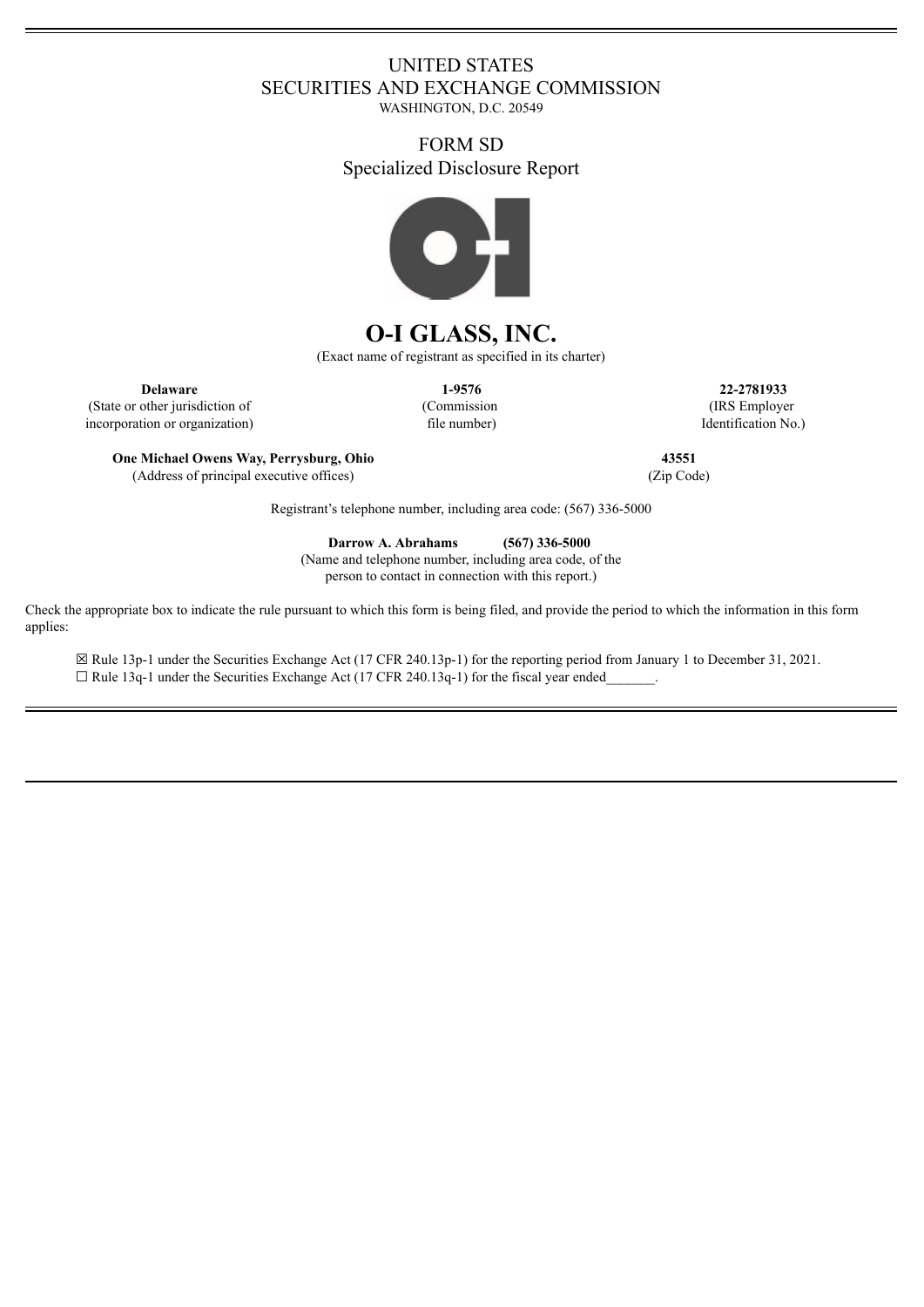UNITED STATES
SECURITIES AND EXCHANGE COMMISSION
WASHINGTON, D.C. 20549

FORM SD
Specialized Disclosure Report

# O-I GLASS, INC.

(Exact name of registrant as specified in its charter)

| **Delaware** | **1-9576** | **22-2781933** |
|---|---|---|
| (State or other jurisdiction of incorporation or organization) | (Commission file number) | (IRS Employer Identification No.) |

| **One Michael Owens Way, Perrysburg, Ohio** | **43551** |
|---|---|
| (Address of principal executive offices) | (Zip Code) |

Registrant's telephone number, including area code: (567) 336-5000

**Darrow A. Abrahams (567) 336-5000**
(Name and telephone number, including area code, of the person to contact in connection with this report.)

Check the appropriate box to indicate the rule pursuant to which this form is being filed, and provide the period to which the information in this form applies:

☒ Rule 13p-1 under the Securities Exchange Act (17 CFR 240.13p-1) for the reporting period from January 1 to December 31, 2021.
☐ Rule 13q-1 under the Securities Exchange Act (17 CFR 240.13q-1) for the fiscal year ended_______.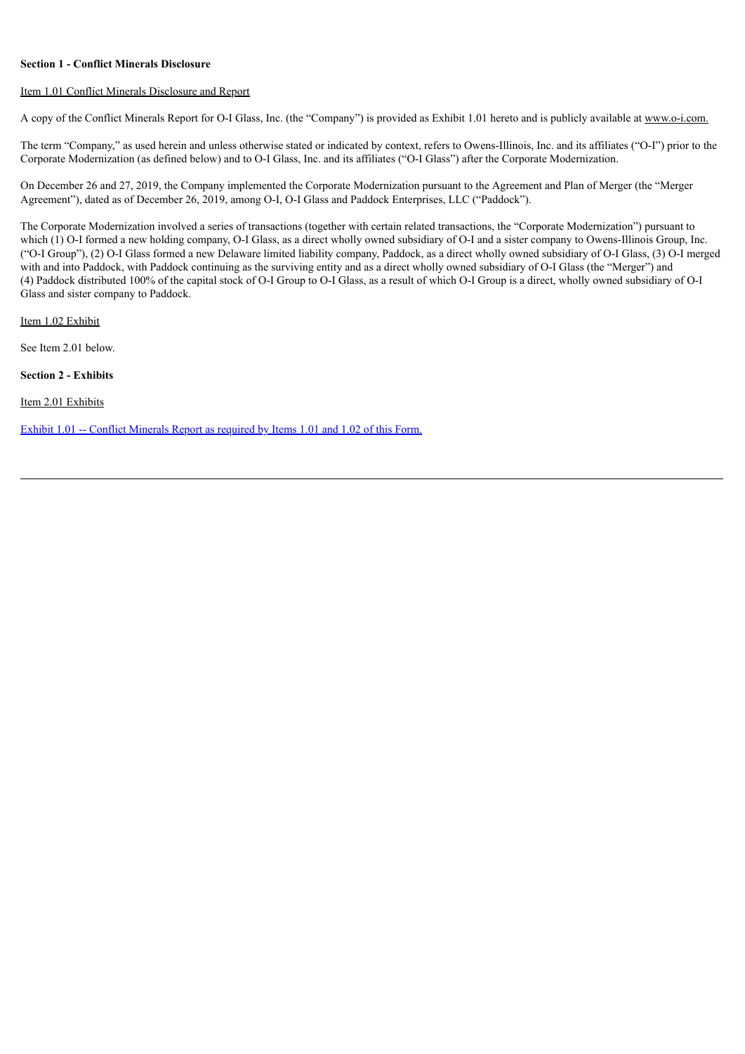**Section 1 - Conflict Minerals Disclosure**

Item 1.01 Conflict Minerals Disclosure and Report

A copy of the Conflict Minerals Report for O-I Glass, Inc. (the "Company") is provided as Exhibit 1.01 hereto and is publicly available at www.o-i.com.

The term "Company," as used herein and unless otherwise stated or indicated by context, refers to Owens-Illinois, Inc. and its affiliates ("O-I") prior to the Corporate Modernization (as defined below) and to O-I Glass, Inc. and its affiliates ("O-I Glass") after the Corporate Modernization.

On December 26 and 27, 2019, the Company implemented the Corporate Modernization pursuant to the Agreement and Plan of Merger (the "Merger Agreement"), dated as of December 26, 2019, among O-I, O-I Glass and Paddock Enterprises, LLC ("Paddock").

The Corporate Modernization involved a series of transactions (together with certain related transactions, the "Corporate Modernization") pursuant to which (1) O-I formed a new holding company, O-I Glass, as a direct wholly owned subsidiary of O-I and a sister company to Owens-Illinois Group, Inc. ("O-I Group"), (2) O-I Glass formed a new Delaware limited liability company, Paddock, as a direct wholly owned subsidiary of O-I Glass, (3) O-I merged with and into Paddock, with Paddock continuing as the surviving entity and as a direct wholly owned subsidiary of O-I Glass (the "Merger") and (4) Paddock distributed 100% of the capital stock of O-I Group to O-I Glass, as a result of which O-I Group is a direct, wholly owned subsidiary of O-I Glass and sister company to Paddock.

Item 1.02 Exhibit

See Item 2.01 below.

**Section 2 - Exhibits**

Item 2.01 Exhibits

Exhibit 1.01 -- Conflict Minerals Report as required by Items 1.01 and 1.02 of this Form.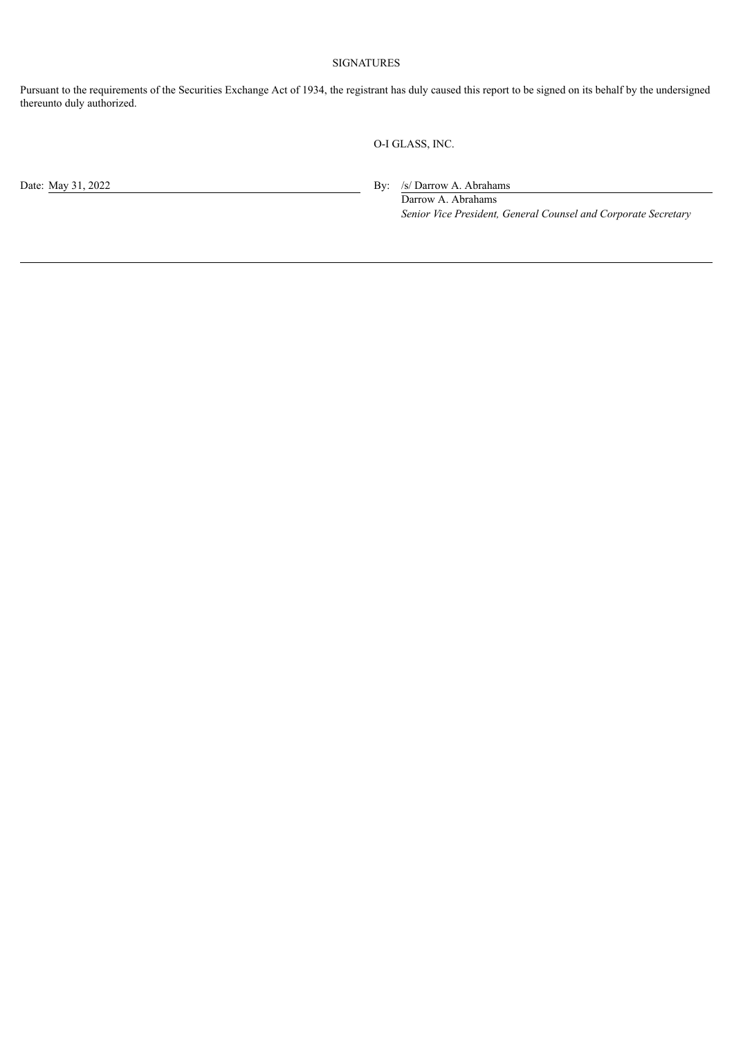SIGNATURES

Pursuant to the requirements of the Securities Exchange Act of 1934, the registrant has duly caused this report to be signed on its behalf by the undersigned thereunto duly authorized.

O-I GLASS, INC.

Date: May 31, 2022

By: /s/ Darrow A. Abrahams
Darrow A. Abrahams
*Senior Vice President, General Counsel and Corporate Secretary*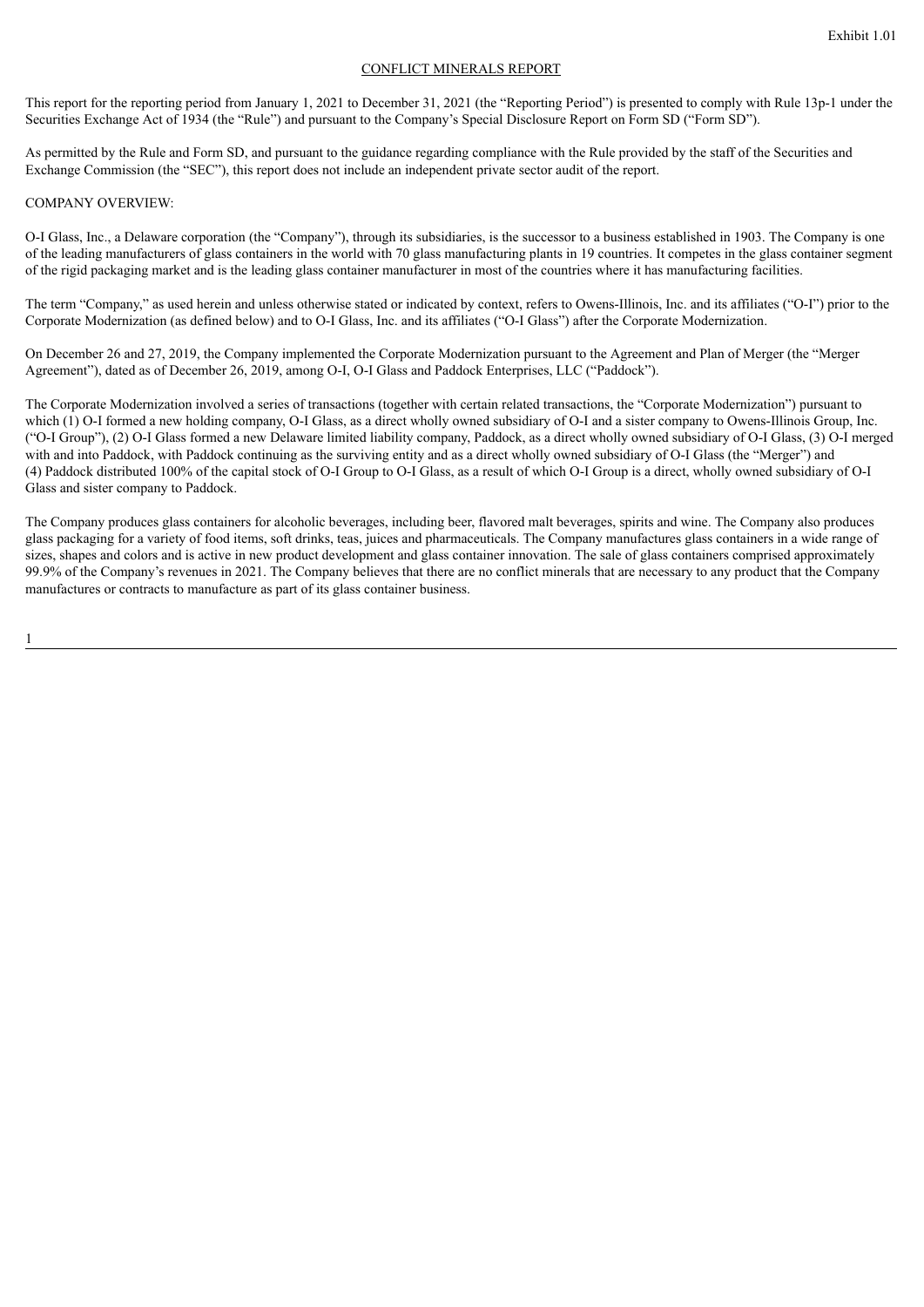Exhibit 1.01

# CONFLICT MINERALS REPORT

This report for the reporting period from January 1, 2021 to December 31, 2021 (the "Reporting Period") is presented to comply with Rule 13p-1 under the Securities Exchange Act of 1934 (the "Rule") and pursuant to the Company's Special Disclosure Report on Form SD ("Form SD").

As permitted by the Rule and Form SD, and pursuant to the guidance regarding compliance with the Rule provided by the staff of the Securities and Exchange Commission (the "SEC"), this report does not include an independent private sector audit of the report.

## COMPANY OVERVIEW:

O-I Glass, Inc., a Delaware corporation (the "Company"), through its subsidiaries, is the successor to a business established in 1903. The Company is one of the leading manufacturers of glass containers in the world with 70 glass manufacturing plants in 19 countries. It competes in the glass container segment of the rigid packaging market and is the leading glass container manufacturer in most of the countries where it has manufacturing facilities.

The term "Company," as used herein and unless otherwise stated or indicated by context, refers to Owens-Illinois, Inc. and its affiliates ("O-I") prior to the Corporate Modernization (as defined below) and to O-I Glass, Inc. and its affiliates ("O-I Glass") after the Corporate Modernization.

On December 26 and 27, 2019, the Company implemented the Corporate Modernization pursuant to the Agreement and Plan of Merger (the "Merger Agreement"), dated as of December 26, 2019, among O-I, O-I Glass and Paddock Enterprises, LLC ("Paddock").

The Corporate Modernization involved a series of transactions (together with certain related transactions, the "Corporate Modernization") pursuant to which (1) O-I formed a new holding company, O-I Glass, as a direct wholly owned subsidiary of O-I and a sister company to Owens-Illinois Group, Inc. ("O-I Group"), (2) O-I Glass formed a new Delaware limited liability company, Paddock, as a direct wholly owned subsidiary of O-I Glass, (3) O-I merged with and into Paddock, with Paddock continuing as the surviving entity and as a direct wholly owned subsidiary of O-I Glass (the "Merger") and (4) Paddock distributed 100% of the capital stock of O-I Group to O-I Glass, as a result of which O-I Group is a direct, wholly owned subsidiary of O-I Glass and sister company to Paddock.

The Company produces glass containers for alcoholic beverages, including beer, flavored malt beverages, spirits and wine. The Company also produces glass packaging for a variety of food items, soft drinks, teas, juices and pharmaceuticals. The Company manufactures glass containers in a wide range of sizes, shapes and colors and is active in new product development and glass container innovation. The sale of glass containers comprised approximately 99.9% of the Company's revenues in 2021. The Company believes that there are no conflict minerals that are necessary to any product that the Company manufactures or contracts to manufacture as part of its glass container business.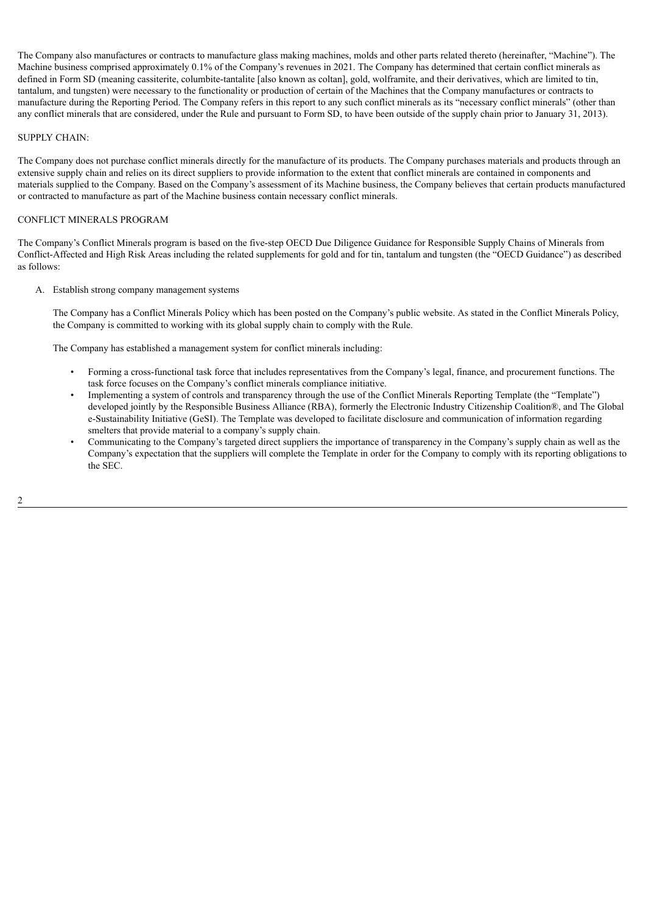The Company also manufactures or contracts to manufacture glass making machines, molds and other parts related thereto (hereinafter, "Machine"). The Machine business comprised approximately 0.1% of the Company's revenues in 2021. The Company has determined that certain conflict minerals as defined in Form SD (meaning cassiterite, columbite-tantalite [also known as coltan], gold, wolframite, and their derivatives, which are limited to tin, tantalum, and tungsten) were necessary to the functionality or production of certain of the Machines that the Company manufactures or contracts to manufacture during the Reporting Period. The Company refers in this report to any such conflict minerals as its "necessary conflict minerals" (other than any conflict minerals that are considered, under the Rule and pursuant to Form SD, to have been outside of the supply chain prior to January 31, 2013).

SUPPLY CHAIN:

The Company does not purchase conflict minerals directly for the manufacture of its products. The Company purchases materials and products through an extensive supply chain and relies on its direct suppliers to provide information to the extent that conflict minerals are contained in components and materials supplied to the Company. Based on the Company's assessment of its Machine business, the Company believes that certain products manufactured or contracted to manufacture as part of the Machine business contain necessary conflict minerals.

CONFLICT MINERALS PROGRAM

The Company's Conflict Minerals program is based on the five-step OECD Due Diligence Guidance for Responsible Supply Chains of Minerals from Conflict-Affected and High Risk Areas including the related supplements for gold and for tin, tantalum and tungsten (the "OECD Guidance") as described as follows:

A. Establish strong company management systems

The Company has a Conflict Minerals Policy which has been posted on the Company's public website. As stated in the Conflict Minerals Policy, the Company is committed to working with its global supply chain to comply with the Rule.

The Company has established a management system for conflict minerals including:

- Forming a cross-functional task force that includes representatives from the Company's legal, finance, and procurement functions. The task force focuses on the Company's conflict minerals compliance initiative.
- Implementing a system of controls and transparency through the use of the Conflict Minerals Reporting Template (the "Template") developed jointly by the Responsible Business Alliance (RBA), formerly the Electronic Industry Citizenship Coalition®, and The Global e-Sustainability Initiative (GeSI). The Template was developed to facilitate disclosure and communication of information regarding smelters that provide material to a company's supply chain.
- Communicating to the Company's targeted direct suppliers the importance of transparency in the Company's supply chain as well as the Company's expectation that the suppliers will complete the Template in order for the Company to comply with its reporting obligations to the SEC.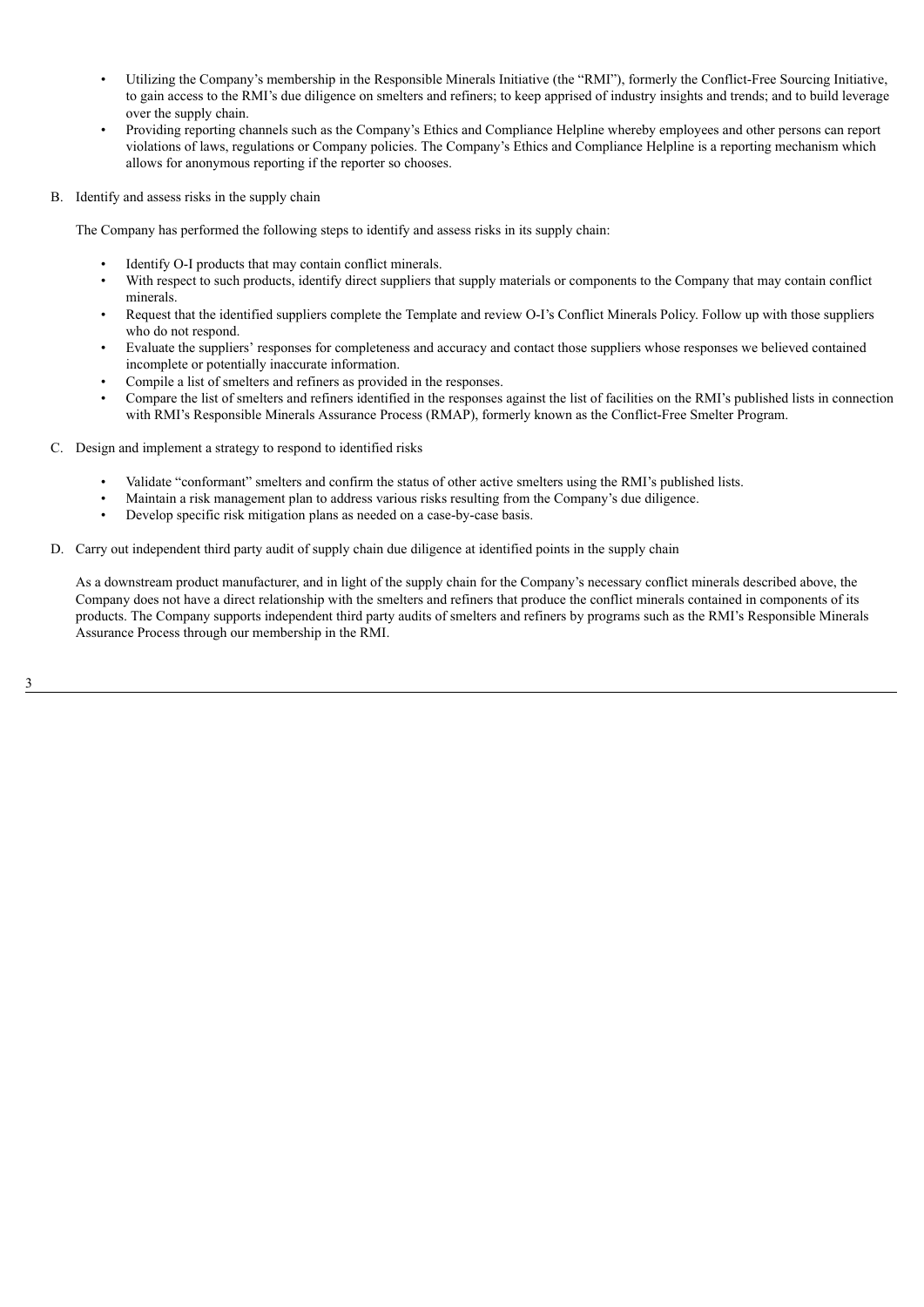- Utilizing the Company's membership in the Responsible Minerals Initiative (the "RMI"), formerly the Conflict-Free Sourcing Initiative, to gain access to the RMI's due diligence on smelters and refiners; to keep apprised of industry insights and trends; and to build leverage over the supply chain.
- Providing reporting channels such as the Company's Ethics and Compliance Helpline whereby employees and other persons can report violations of laws, regulations or Company policies. The Company's Ethics and Compliance Helpline is a reporting mechanism which allows for anonymous reporting if the reporter so chooses.

B. Identify and assess risks in the supply chain

The Company has performed the following steps to identify and assess risks in its supply chain:

- Identify O-I products that may contain conflict minerals.
- With respect to such products, identify direct suppliers that supply materials or components to the Company that may contain conflict minerals.
- Request that the identified suppliers complete the Template and review O-I's Conflict Minerals Policy. Follow up with those suppliers who do not respond.
- Evaluate the suppliers' responses for completeness and accuracy and contact those suppliers whose responses we believed contained incomplete or potentially inaccurate information.
- Compile a list of smelters and refiners as provided in the responses.
- Compare the list of smelters and refiners identified in the responses against the list of facilities on the RMI's published lists in connection with RMI's Responsible Minerals Assurance Process (RMAP), formerly known as the Conflict-Free Smelter Program.

C. Design and implement a strategy to respond to identified risks

- Validate "conformant" smelters and confirm the status of other active smelters using the RMI's published lists.
- Maintain a risk management plan to address various risks resulting from the Company's due diligence.
- Develop specific risk mitigation plans as needed on a case-by-case basis.

D. Carry out independent third party audit of supply chain due diligence at identified points in the supply chain

As a downstream product manufacturer, and in light of the supply chain for the Company's necessary conflict minerals described above, the Company does not have a direct relationship with the smelters and refiners that produce the conflict minerals contained in components of its products. The Company supports independent third party audits of smelters and refiners by programs such as the RMI's Responsible Minerals Assurance Process through our membership in the RMI.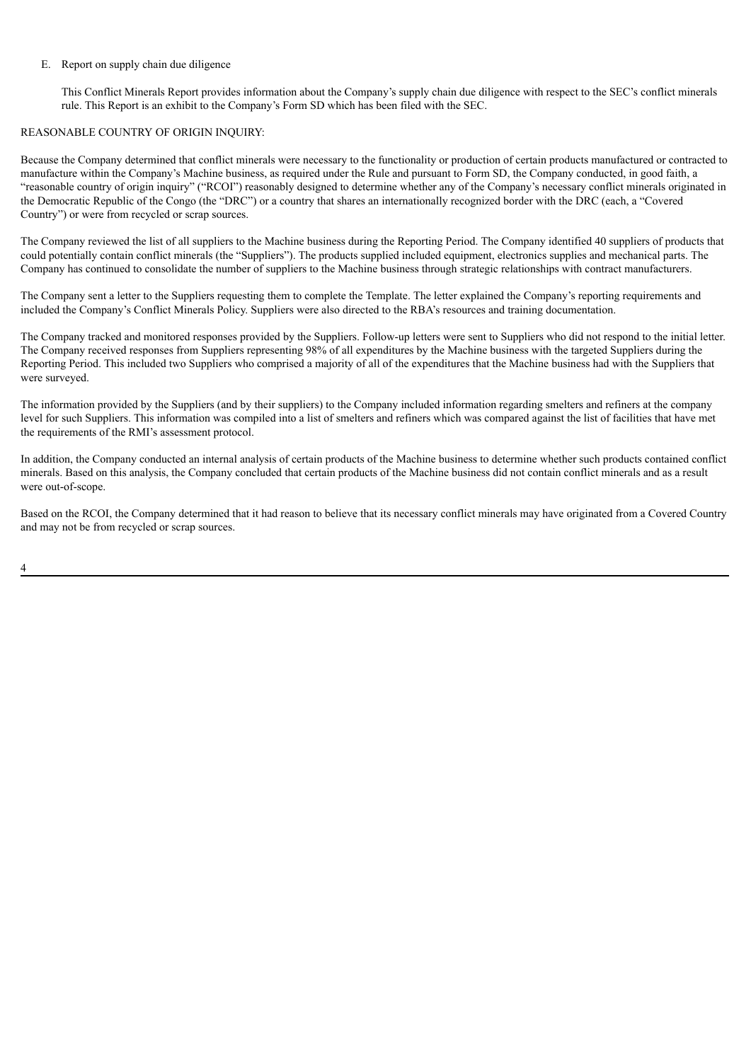E. Report on supply chain due diligence

This Conflict Minerals Report provides information about the Company's supply chain due diligence with respect to the SEC's conflict minerals rule. This Report is an exhibit to the Company's Form SD which has been filed with the SEC.

REASONABLE COUNTRY OF ORIGIN INQUIRY:

Because the Company determined that conflict minerals were necessary to the functionality or production of certain products manufactured or contracted to manufacture within the Company's Machine business, as required under the Rule and pursuant to Form SD, the Company conducted, in good faith, a "reasonable country of origin inquiry" ("RCOI") reasonably designed to determine whether any of the Company's necessary conflict minerals originated in the Democratic Republic of the Congo (the "DRC") or a country that shares an internationally recognized border with the DRC (each, a "Covered Country") or were from recycled or scrap sources.

The Company reviewed the list of all suppliers to the Machine business during the Reporting Period. The Company identified 40 suppliers of products that could potentially contain conflict minerals (the "Suppliers"). The products supplied included equipment, electronics supplies and mechanical parts. The Company has continued to consolidate the number of suppliers to the Machine business through strategic relationships with contract manufacturers.

The Company sent a letter to the Suppliers requesting them to complete the Template. The letter explained the Company's reporting requirements and included the Company's Conflict Minerals Policy. Suppliers were also directed to the RBA's resources and training documentation.

The Company tracked and monitored responses provided by the Suppliers. Follow-up letters were sent to Suppliers who did not respond to the initial letter. The Company received responses from Suppliers representing 98% of all expenditures by the Machine business with the targeted Suppliers during the Reporting Period. This included two Suppliers who comprised a majority of all of the expenditures that the Machine business had with the Suppliers that were surveyed.

The information provided by the Suppliers (and by their suppliers) to the Company included information regarding smelters and refiners at the company level for such Suppliers. This information was compiled into a list of smelters and refiners which was compared against the list of facilities that have met the requirements of the RMI's assessment protocol.

In addition, the Company conducted an internal analysis of certain products of the Machine business to determine whether such products contained conflict minerals. Based on this analysis, the Company concluded that certain products of the Machine business did not contain conflict minerals and as a result were out-of-scope.

Based on the RCOI, the Company determined that it had reason to believe that its necessary conflict minerals may have originated from a Covered Country and may not be from recycled or scrap sources.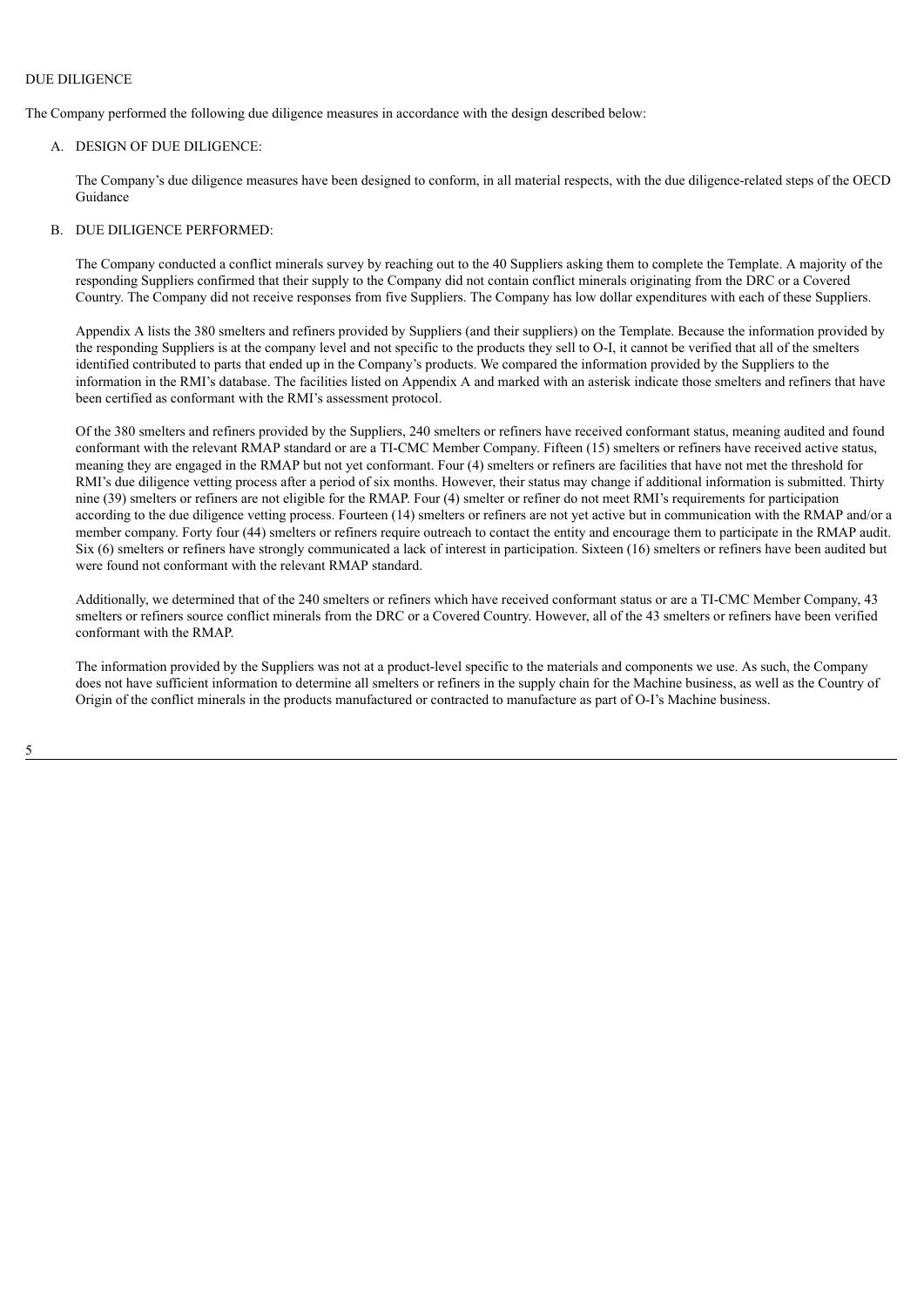## DUE DILIGENCE

The Company performed the following due diligence measures in accordance with the design described below:

### A. DESIGN OF DUE DILIGENCE:

The Company's due diligence measures have been designed to conform, in all material respects, with the due diligence-related steps of the OECD Guidance

### B. DUE DILIGENCE PERFORMED:

The Company conducted a conflict minerals survey by reaching out to the 40 Suppliers asking them to complete the Template. A majority of the responding Suppliers confirmed that their supply to the Company did not contain conflict minerals originating from the DRC or a Covered Country. The Company did not receive responses from five Suppliers. The Company has low dollar expenditures with each of these Suppliers.

Appendix A lists the 380 smelters and refiners provided by Suppliers (and their suppliers) on the Template. Because the information provided by the responding Suppliers is at the company level and not specific to the products they sell to O-I, it cannot be verified that all of the smelters identified contributed to parts that ended up in the Company's products. We compared the information provided by the Suppliers to the information in the RMI's database. The facilities listed on Appendix A and marked with an asterisk indicate those smelters and refiners that have been certified as conformant with the RMI's assessment protocol.

Of the 380 smelters and refiners provided by the Suppliers, 240 smelters or refiners have received conformant status, meaning audited and found conformant with the relevant RMAP standard or are a TI-CMC Member Company. Fifteen (15) smelters or refiners have received active status, meaning they are engaged in the RMAP but not yet conformant. Four (4) smelters or refiners are facilities that have not met the threshold for RMI's due diligence vetting process after a period of six months. However, their status may change if additional information is submitted. Thirty nine (39) smelters or refiners are not eligible for the RMAP. Four (4) smelter or refiner do not meet RMI's requirements for participation according to the due diligence vetting process. Fourteen (14) smelters or refiners are not yet active but in communication with the RMAP and/or a member company. Forty four (44) smelters or refiners require outreach to contact the entity and encourage them to participate in the RMAP audit. Six (6) smelters or refiners have strongly communicated a lack of interest in participation. Sixteen (16) smelters or refiners have been audited but were found not conformant with the relevant RMAP standard.

Additionally, we determined that of the 240 smelters or refiners which have received conformant status or are a TI-CMC Member Company, 43 smelters or refiners source conflict minerals from the DRC or a Covered Country. However, all of the 43 smelters or refiners have been verified conformant with the RMAP.

The information provided by the Suppliers was not at a product-level specific to the materials and components we use. As such, the Company does not have sufficient information to determine all smelters or refiners in the supply chain for the Machine business, as well as the Country of Origin of the conflict minerals in the products manufactured or contracted to manufacture as part of O-I's Machine business.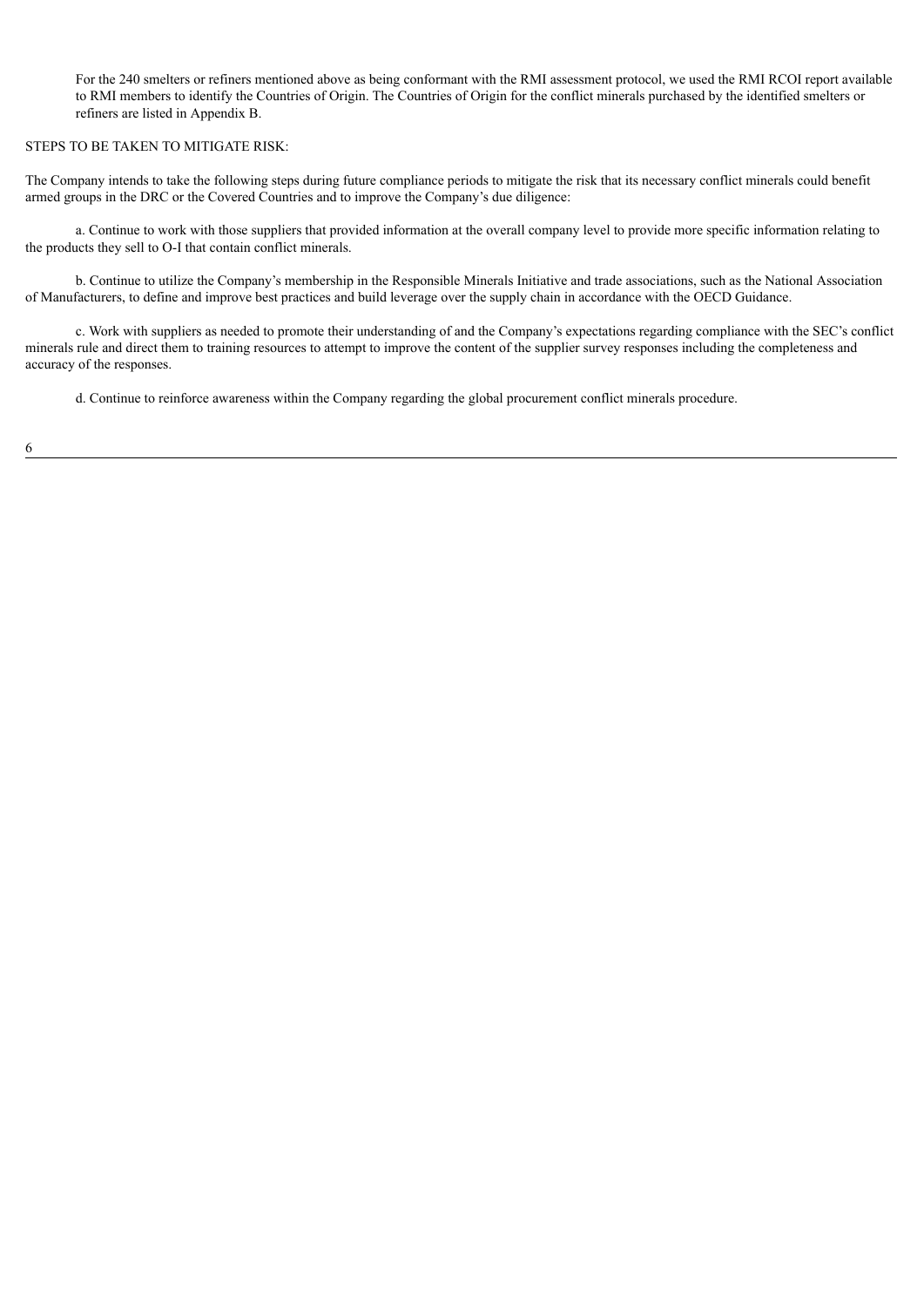For the 240 smelters or refiners mentioned above as being conformant with the RMI assessment protocol, we used the RMI RCOI report available to RMI members to identify the Countries of Origin. The Countries of Origin for the conflict minerals purchased by the identified smelters or refiners are listed in Appendix B.

STEPS TO BE TAKEN TO MITIGATE RISK:

The Company intends to take the following steps during future compliance periods to mitigate the risk that its necessary conflict minerals could benefit armed groups in the DRC or the Covered Countries and to improve the Company's due diligence:

a. Continue to work with those suppliers that provided information at the overall company level to provide more specific information relating to the products they sell to O-I that contain conflict minerals.

b. Continue to utilize the Company's membership in the Responsible Minerals Initiative and trade associations, such as the National Association of Manufacturers, to define and improve best practices and build leverage over the supply chain in accordance with the OECD Guidance.

c. Work with suppliers as needed to promote their understanding of and the Company's expectations regarding compliance with the SEC's conflict minerals rule and direct them to training resources to attempt to improve the content of the supplier survey responses including the completeness and accuracy of the responses.

d. Continue to reinforce awareness within the Company regarding the global procurement conflict minerals procedure.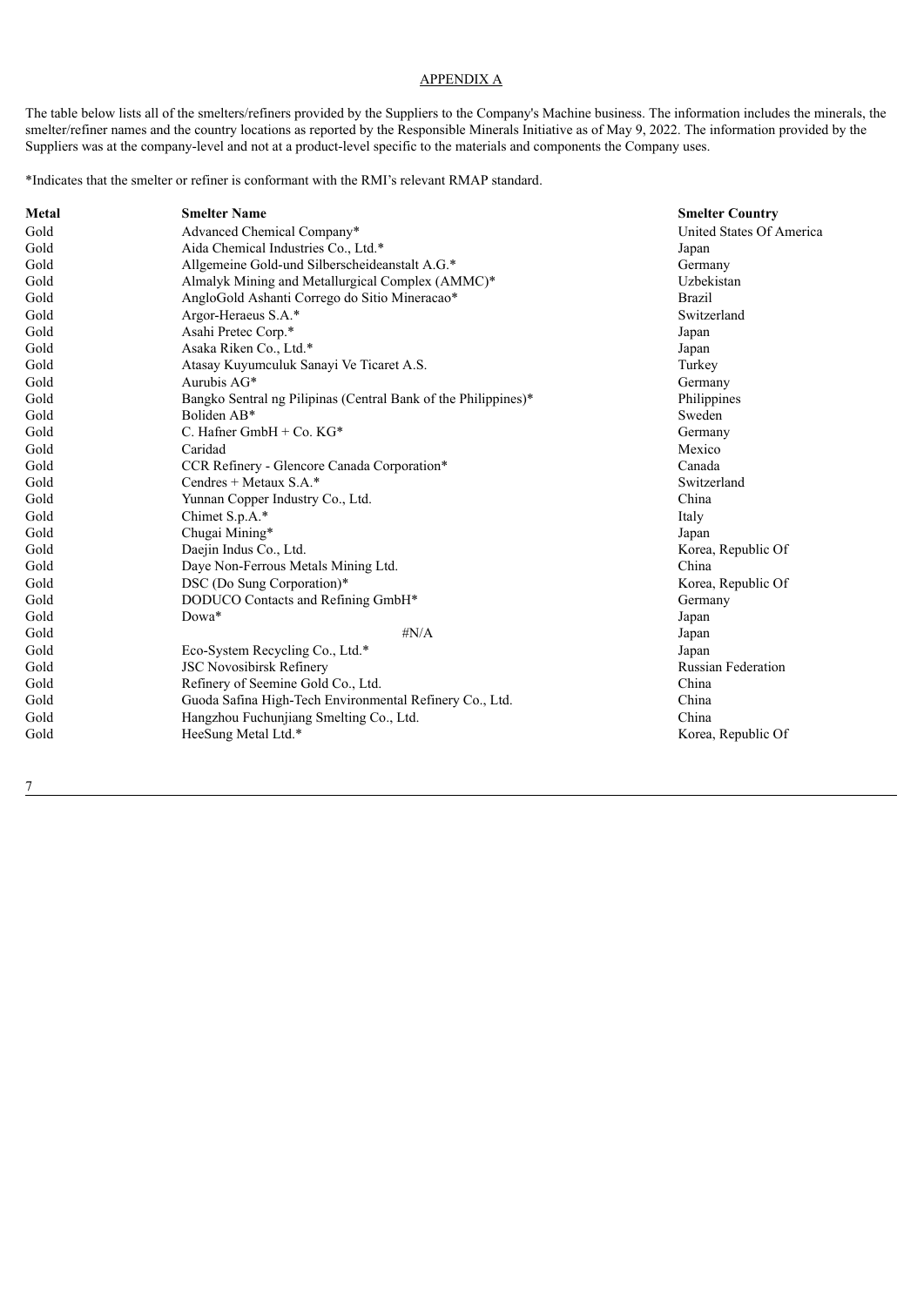APPENDIX A

The table below lists all of the smelters/refiners provided by the Suppliers to the Company's Machine business. The information includes the minerals, the smelter/refiner names and the country locations as reported by the Responsible Minerals Initiative as of May 9, 2022. The information provided by the Suppliers was at the company-level and not at a product-level specific to the materials and components the Company uses.

*Indicates that the smelter or refiner is conformant with the RMI's relevant RMAP standard.

| Metal | Smelter Name | Smelter Country |
|---|---|---|
| Gold | Advanced Chemical Company* | United States Of America |
| Gold | Aida Chemical Industries Co., Ltd.* | Japan |
| Gold | Allgemeine Gold-und Silberscheideanstalt A.G.* | Germany |
| Gold | Almalyk Mining and Metallurgical Complex (AMMC)* | Uzbekistan |
| Gold | AngloGold Ashanti Corrego do Sitio Mineracao* | Brazil |
| Gold | Argor-Heraeus S.A.* | Switzerland |
| Gold | Asahi Pretec Corp.* | Japan |
| Gold | Asaka Riken Co., Ltd.* | Japan |
| Gold | Atasay Kuyumculuk Sanayi Ve Ticaret A.S. | Turkey |
| Gold | Aurubis AG* | Germany |
| Gold | Bangko Sentral ng Pilipinas (Central Bank of the Philippines)* | Philippines |
| Gold | Boliden AB* | Sweden |
| Gold | C. Hafner GmbH + Co. KG* | Germany |
| Gold | Caridad | Mexico |
| Gold | CCR Refinery - Glencore Canada Corporation* | Canada |
| Gold | Cendres + Metaux S.A.* | Switzerland |
| Gold | Yunnan Copper Industry Co., Ltd. | China |
| Gold | Chimet S.p.A.* | Italy |
| Gold | Chugai Mining* | Japan |
| Gold | Daejin Indus Co., Ltd. | Korea, Republic Of |
| Gold | Daye Non-Ferrous Metals Mining Ltd. | China |
| Gold | DSC (Do Sung Corporation)* | Korea, Republic Of |
| Gold | DODUCO Contacts and Refining GmbH* | Germany |
| Gold | Dowa* | Japan |
| Gold | #N/A | Japan |
| Gold | Eco-System Recycling Co., Ltd.* | Japan |
| Gold | JSC Novosibirsk Refinery | Russian Federation |
| Gold | Refinery of Seemine Gold Co., Ltd. | China |
| Gold | Guoda Safina High-Tech Environmental Refinery Co., Ltd. | China |
| Gold | Hangzhou Fuchunjiang Smelting Co., Ltd. | China |
| Gold | HeeSung Metal Ltd.* | Korea, Republic Of |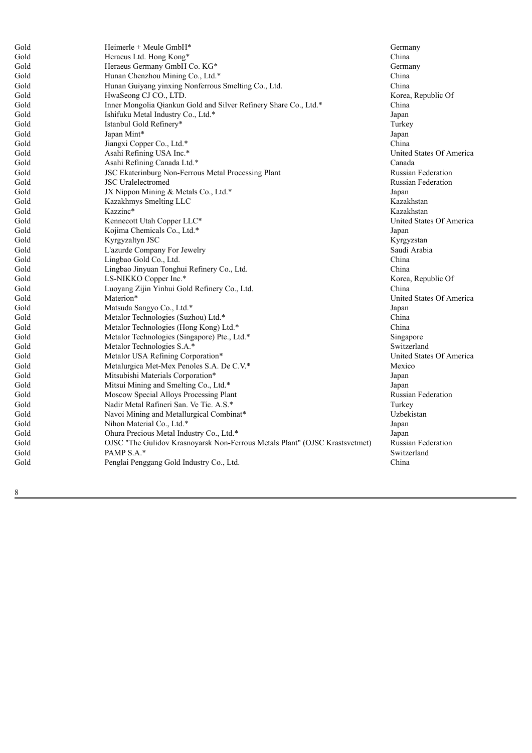| | | |
|---|---|---|
| Gold | Heimerle + Meule GmbH* | Germany |
| Gold | Heraeus Ltd. Hong Kong* | China |
| Gold | Heraeus Germany GmbH Co. KG* | Germany |
| Gold | Hunan Chenzhou Mining Co., Ltd.* | China |
| Gold | Hunan Guiyang yinxing Nonferrous Smelting Co., Ltd. | China |
| Gold | HwaSeong CJ CO., LTD. | Korea, Republic Of |
| Gold | Inner Mongolia Qiankun Gold and Silver Refinery Share Co., Ltd.* | China |
| Gold | Ishifuku Metal Industry Co., Ltd.* | Japan |
| Gold | Istanbul Gold Refinery* | Turkey |
| Gold | Japan Mint* | Japan |
| Gold | Jiangxi Copper Co., Ltd.* | China |
| Gold | Asahi Refining USA Inc.* | United States Of America |
| Gold | Asahi Refining Canada Ltd.* | Canada |
| Gold | JSC Ekaterinburg Non-Ferrous Metal Processing Plant | Russian Federation |
| Gold | JSC Uralelectromed | Russian Federation |
| Gold | JX Nippon Mining & Metals Co., Ltd.* | Japan |
| Gold | Kazakhmys Smelting LLC | Kazakhstan |
| Gold | Kazzinc* | Kazakhstan |
| Gold | Kennecott Utah Copper LLC* | United States Of America |
| Gold | Kojima Chemicals Co., Ltd.* | Japan |
| Gold | Kyrgyzaltyn JSC | Kyrgyzstan |
| Gold | L'azurde Company For Jewelry | Saudi Arabia |
| Gold | Lingbao Gold Co., Ltd. | China |
| Gold | Lingbao Jinyuan Tonghui Refinery Co., Ltd. | China |
| Gold | LS-NIKKO Copper Inc.* | Korea, Republic Of |
| Gold | Luoyang Zijin Yinhui Gold Refinery Co., Ltd. | China |
| Gold | Materion* | United States Of America |
| Gold | Matsuda Sangyo Co., Ltd.* | Japan |
| Gold | Metalor Technologies (Suzhou) Ltd.* | China |
| Gold | Metalor Technologies (Hong Kong) Ltd.* | China |
| Gold | Metalor Technologies (Singapore) Pte., Ltd.* | Singapore |
| Gold | Metalor Technologies S.A.* | Switzerland |
| Gold | Metalor USA Refining Corporation* | United States Of America |
| Gold | Metalurgica Met-Mex Penoles S.A. De C.V.* | Mexico |
| Gold | Mitsubishi Materials Corporation* | Japan |
| Gold | Mitsui Mining and Smelting Co., Ltd.* | Japan |
| Gold | Moscow Special Alloys Processing Plant | Russian Federation |
| Gold | Nadir Metal Rafineri San. Ve Tic. A.S.* | Turkey |
| Gold | Navoi Mining and Metallurgical Combinat* | Uzbekistan |
| Gold | Nihon Material Co., Ltd.* | Japan |
| Gold | Ohura Precious Metal Industry Co., Ltd.* | Japan |
| Gold | OJSC "The Gulidov Krasnoyarsk Non-Ferrous Metals Plant" (OJSC Krastsvetmet) | Russian Federation |
| Gold | PAMP S.A.* | Switzerland |
| Gold | Penglai Penggang Gold Industry Co., Ltd. | China |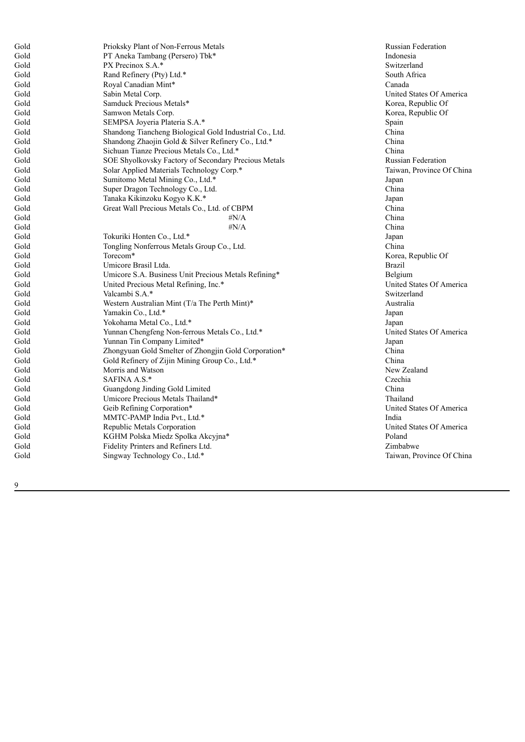| | | |
|---|---|---|
| Gold | Prioksky Plant of Non-Ferrous Metals | Russian Federation |
| Gold | PT Aneka Tambang (Persero) Tbk* | Indonesia |
| Gold | PX Precinox S.A.* | Switzerland |
| Gold | Rand Refinery (Pty) Ltd.* | South Africa |
| Gold | Royal Canadian Mint* | Canada |
| Gold | Sabin Metal Corp. | United States Of America |
| Gold | Samduck Precious Metals* | Korea, Republic Of |
| Gold | Samwon Metals Corp. | Korea, Republic Of |
| Gold | SEMPSA Joyeria Plateria S.A.* | Spain |
| Gold | Shandong Tiancheng Biological Gold Industrial Co., Ltd. | China |
| Gold | Shandong Zhaojin Gold & Silver Refinery Co., Ltd.* | China |
| Gold | Sichuan Tianze Precious Metals Co., Ltd.* | China |
| Gold | SOE Shyolkovsky Factory of Secondary Precious Metals | Russian Federation |
| Gold | Solar Applied Materials Technology Corp.* | Taiwan, Province Of China |
| Gold | Sumitomo Metal Mining Co., Ltd.* | Japan |
| Gold | Super Dragon Technology Co., Ltd. | China |
| Gold | Tanaka Kikinzoku Kogyo K.K.* | Japan |
| Gold | Great Wall Precious Metals Co., Ltd. of CBPM | China |
| Gold | #N/A | China |
| Gold | #N/A | China |
| Gold | Tokuriki Honten Co., Ltd.* | Japan |
| Gold | Tongling Nonferrous Metals Group Co., Ltd. | China |
| Gold | Torecom* | Korea, Republic Of |
| Gold | Umicore Brasil Ltda. | Brazil |
| Gold | Umicore S.A. Business Unit Precious Metals Refining* | Belgium |
| Gold | United Precious Metal Refining, Inc.* | United States Of America |
| Gold | Valcambi S.A.* | Switzerland |
| Gold | Western Australian Mint (T/a The Perth Mint)* | Australia |
| Gold | Yamakin Co., Ltd.* | Japan |
| Gold | Yokohama Metal Co., Ltd.* | Japan |
| Gold | Yunnan Chengfeng Non-ferrous Metals Co., Ltd.* | United States Of America |
| Gold | Yunnan Tin Company Limited* | Japan |
| Gold | Zhongyuan Gold Smelter of Zhongjin Gold Corporation* | China |
| Gold | Gold Refinery of Zijin Mining Group Co., Ltd.* | China |
| Gold | Morris and Watson | New Zealand |
| Gold | SAFINA A.S.* | Czechia |
| Gold | Guangdong Jinding Gold Limited | China |
| Gold | Umicore Precious Metals Thailand* | Thailand |
| Gold | Geib Refining Corporation* | United States Of America |
| Gold | MMTC-PAMP India Pvt., Ltd.* | India |
| Gold | Republic Metals Corporation | United States Of America |
| Gold | KGHM Polska Miedz Spolka Akcyjna* | Poland |
| Gold | Fidelity Printers and Refiners Ltd. | Zimbabwe |
| Gold | Singway Technology Co., Ltd.* | Taiwan, Province Of China |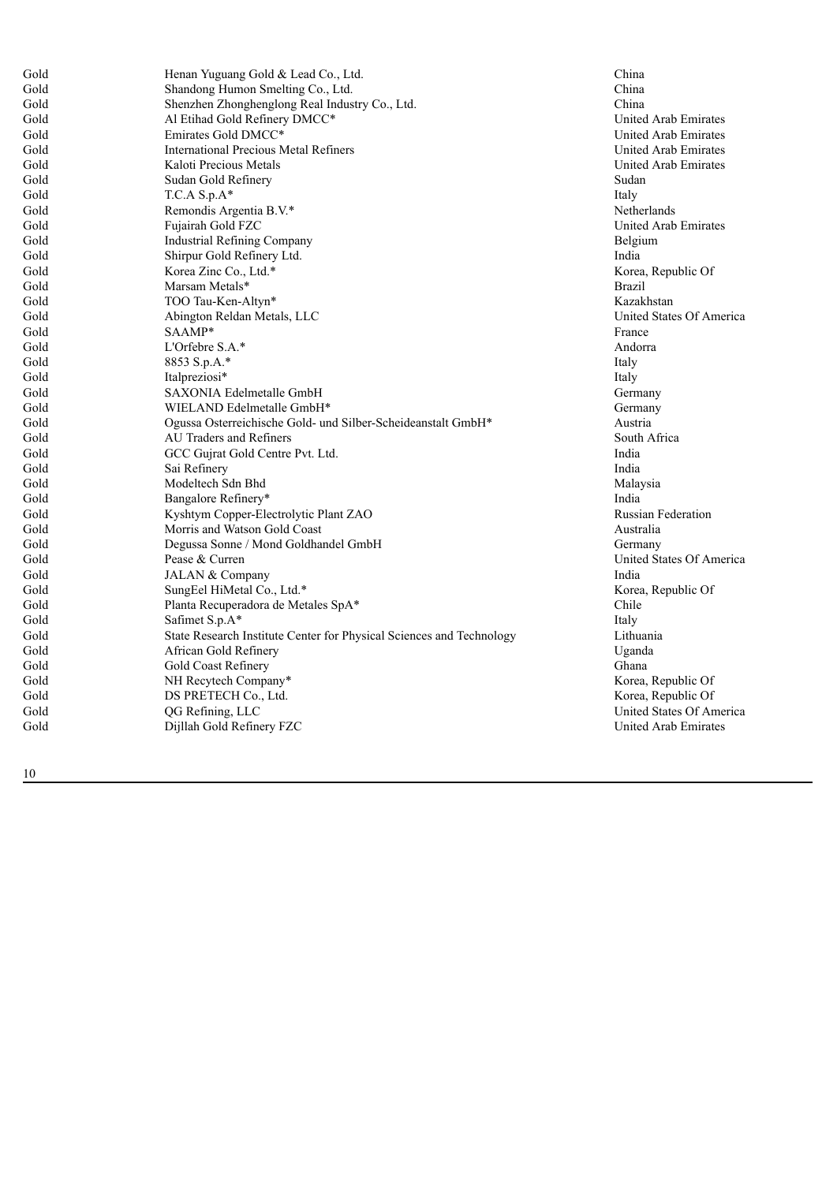| | | |
|---|---|---|
| Gold | Henan Yuguang Gold & Lead Co., Ltd. | China |
| Gold | Shandong Humon Smelting Co., Ltd. | China |
| Gold | Shenzhen Zhonghenglong Real Industry Co., Ltd. | China |
| Gold | Al Etihad Gold Refinery DMCC* | United Arab Emirates |
| Gold | Emirates Gold DMCC* | United Arab Emirates |
| Gold | International Precious Metal Refiners | United Arab Emirates |
| Gold | Kaloti Precious Metals | United Arab Emirates |
| Gold | Sudan Gold Refinery | Sudan |
| Gold | T.C.A S.p.A* | Italy |
| Gold | Remondis Argentia B.V.* | Netherlands |
| Gold | Fujairah Gold FZC | United Arab Emirates |
| Gold | Industrial Refining Company | Belgium |
| Gold | Shirpur Gold Refinery Ltd. | India |
| Gold | Korea Zinc Co., Ltd.* | Korea, Republic Of |
| Gold | Marsam Metals* | Brazil |
| Gold | TOO Tau-Ken-Altyn* | Kazakhstan |
| Gold | Abington Reldan Metals, LLC | United States Of America |
| Gold | SAAMP* | France |
| Gold | L'Orfebre S.A.* | Andorra |
| Gold | 8853 S.p.A.* | Italy |
| Gold | Italpreziosi* | Italy |
| Gold | SAXONIA Edelmetalle GmbH | Germany |
| Gold | WIELAND Edelmetalle GmbH* | Germany |
| Gold | Ogussa Osterreichische Gold- und Silber-Scheideanstalt GmbH* | Austria |
| Gold | AU Traders and Refiners | South Africa |
| Gold | GCC Gujrat Gold Centre Pvt. Ltd. | India |
| Gold | Sai Refinery | India |
| Gold | Modeltech Sdn Bhd | Malaysia |
| Gold | Bangalore Refinery* | India |
| Gold | Kyshtym Copper-Electrolytic Plant ZAO | Russian Federation |
| Gold | Morris and Watson Gold Coast | Australia |
| Gold | Degussa Sonne / Mond Goldhandel GmbH | Germany |
| Gold | Pease & Curren | United States Of America |
| Gold | JALAN & Company | India |
| Gold | SungEel HiMetal Co., Ltd.* | Korea, Republic Of |
| Gold | Planta Recuperadora de Metales SpA* | Chile |
| Gold | Safimet S.p.A* | Italy |
| Gold | State Research Institute Center for Physical Sciences and Technology | Lithuania |
| Gold | African Gold Refinery | Uganda |
| Gold | Gold Coast Refinery | Ghana |
| Gold | NH Recytech Company* | Korea, Republic Of |
| Gold | DS PRETECH Co., Ltd. | Korea, Republic Of |
| Gold | QG Refining, LLC | United States Of America |
| Gold | Dijllah Gold Refinery FZC | United Arab Emirates |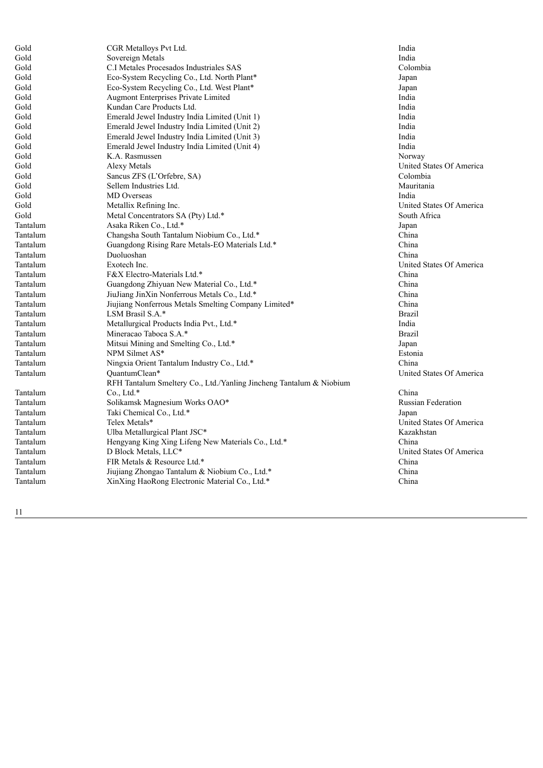| | | |
|---|---|---|
| Gold | CGR Metalloys Pvt Ltd. | India |
| Gold | Sovereign Metals | India |
| Gold | C.I Metales Procesados Industriales SAS | Colombia |
| Gold | Eco-System Recycling Co., Ltd. North Plant* | Japan |
| Gold | Eco-System Recycling Co., Ltd. West Plant* | Japan |
| Gold | Augmont Enterprises Private Limited | India |
| Gold | Kundan Care Products Ltd. | India |
| Gold | Emerald Jewel Industry India Limited (Unit 1) | India |
| Gold | Emerald Jewel Industry India Limited (Unit 2) | India |
| Gold | Emerald Jewel Industry India Limited (Unit 3) | India |
| Gold | Emerald Jewel Industry India Limited (Unit 4) | India |
| Gold | K.A. Rasmussen | Norway |
| Gold | Alexy Metals | United States Of America |
| Gold | Sancus ZFS (L'Orfebre, SA) | Colombia |
| Gold | Sellem Industries Ltd. | Mauritania |
| Gold | MD Overseas | India |
| Gold | Metallix Refining Inc. | United States Of America |
| Gold | Metal Concentrators SA (Pty) Ltd.* | South Africa |
| Tantalum | Asaka Riken Co., Ltd.* | Japan |
| Tantalum | Changsha South Tantalum Niobium Co., Ltd.* | China |
| Tantalum | Guangdong Rising Rare Metals-EO Materials Ltd.* | China |
| Tantalum | Duoluoshan | China |
| Tantalum | Exotech Inc. | United States Of America |
| Tantalum | F&X Electro-Materials Ltd.* | China |
| Tantalum | Guangdong Zhiyuan New Material Co., Ltd.* | China |
| Tantalum | JiuJiang JinXin Nonferrous Metals Co., Ltd.* | China |
| Tantalum | Jiujiang Nonferrous Metals Smelting Company Limited* | China |
| Tantalum | LSM Brasil S.A.* | Brazil |
| Tantalum | Metallurgical Products India Pvt., Ltd.* | India |
| Tantalum | Mineracao Taboca S.A.* | Brazil |
| Tantalum | Mitsui Mining and Smelting Co., Ltd.* | Japan |
| Tantalum | NPM Silmet AS* | Estonia |
| Tantalum | Ningxia Orient Tantalum Industry Co., Ltd.* | China |
| Tantalum | QuantumClean* | United States Of America |
| Tantalum | RFH Tantalum Smeltery Co., Ltd./Yanling Jincheng Tantalum & Niobium Co., Ltd.* | China |
| Tantalum | Solikamsk Magnesium Works OAO* | Russian Federation |
| Tantalum | Taki Chemical Co., Ltd.* | Japan |
| Tantalum | Telex Metals* | United States Of America |
| Tantalum | Ulba Metallurgical Plant JSC* | Kazakhstan |
| Tantalum | Hengyang King Xing Lifeng New Materials Co., Ltd.* | China |
| Tantalum | D Block Metals, LLC* | United States Of America |
| Tantalum | FIR Metals & Resource Ltd.* | China |
| Tantalum | Jiujiang Zhongao Tantalum & Niobium Co., Ltd.* | China |
| Tantalum | XinXing HaoRong Electronic Material Co., Ltd.* | China |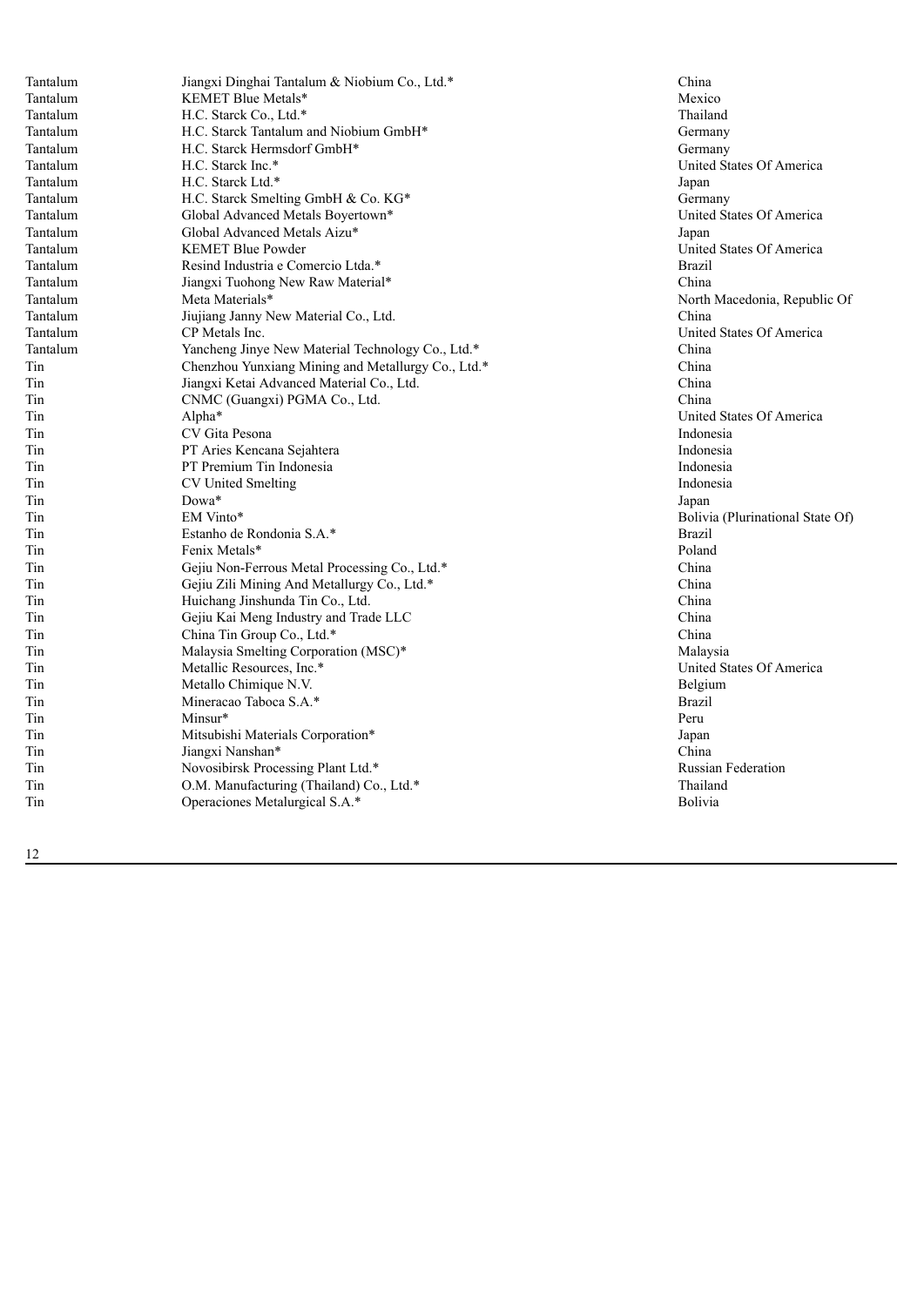| | | |
|---|---|---|
| Tantalum | Jiangxi Dinghai Tantalum & Niobium Co., Ltd.* | China |
| Tantalum | KEMET Blue Metals* | Mexico |
| Tantalum | H.C. Starck Co., Ltd.* | Thailand |
| Tantalum | H.C. Starck Tantalum and Niobium GmbH* | Germany |
| Tantalum | H.C. Starck Hermsdorf GmbH* | Germany |
| Tantalum | H.C. Starck Inc.* | United States Of America |
| Tantalum | H.C. Starck Ltd.* | Japan |
| Tantalum | H.C. Starck Smelting GmbH & Co. KG* | Germany |
| Tantalum | Global Advanced Metals Boyertown* | United States Of America |
| Tantalum | Global Advanced Metals Aizu* | Japan |
| Tantalum | KEMET Blue Powder | United States Of America |
| Tantalum | Resind Industria e Comercio Ltda.* | Brazil |
| Tantalum | Jiangxi Tuohong New Raw Material* | China |
| Tantalum | Meta Materials* | North Macedonia, Republic Of |
| Tantalum | Jiujiang Janny New Material Co., Ltd. | China |
| Tantalum | CP Metals Inc. | United States Of America |
| Tantalum | Yancheng Jinye New Material Technology Co., Ltd.* | China |
| Tin | Chenzhou Yunxiang Mining and Metallurgy Co., Ltd.* | China |
| Tin | Jiangxi Ketai Advanced Material Co., Ltd. | China |
| Tin | CNMC (Guangxi) PGMA Co., Ltd. | China |
| Tin | Alpha* | United States Of America |
| Tin | CV Gita Pesona | Indonesia |
| Tin | PT Aries Kencana Sejahtera | Indonesia |
| Tin | PT Premium Tin Indonesia | Indonesia |
| Tin | CV United Smelting | Indonesia |
| Tin | Dowa* | Japan |
| Tin | EM Vinto* | Bolivia (Plurinational State Of) |
| Tin | Estanho de Rondonia S.A.* | Brazil |
| Tin | Fenix Metals* | Poland |
| Tin | Gejiu Non-Ferrous Metal Processing Co., Ltd.* | China |
| Tin | Gejiu Zili Mining And Metallurgy Co., Ltd.* | China |
| Tin | Huichang Jinshunda Tin Co., Ltd. | China |
| Tin | Gejiu Kai Meng Industry and Trade LLC | China |
| Tin | China Tin Group Co., Ltd.* | China |
| Tin | Malaysia Smelting Corporation (MSC)* | Malaysia |
| Tin | Metallic Resources, Inc.* | United States Of America |
| Tin | Metallo Chimique N.V. | Belgium |
| Tin | Mineracao Taboca S.A.* | Brazil |
| Tin | Minsur* | Peru |
| Tin | Mitsubishi Materials Corporation* | Japan |
| Tin | Jiangxi Nanshan* | China |
| Tin | Novosibirsk Processing Plant Ltd.* | Russian Federation |
| Tin | O.M. Manufacturing (Thailand) Co., Ltd.* | Thailand |
| Tin | Operaciones Metalurgical S.A.* | Bolivia |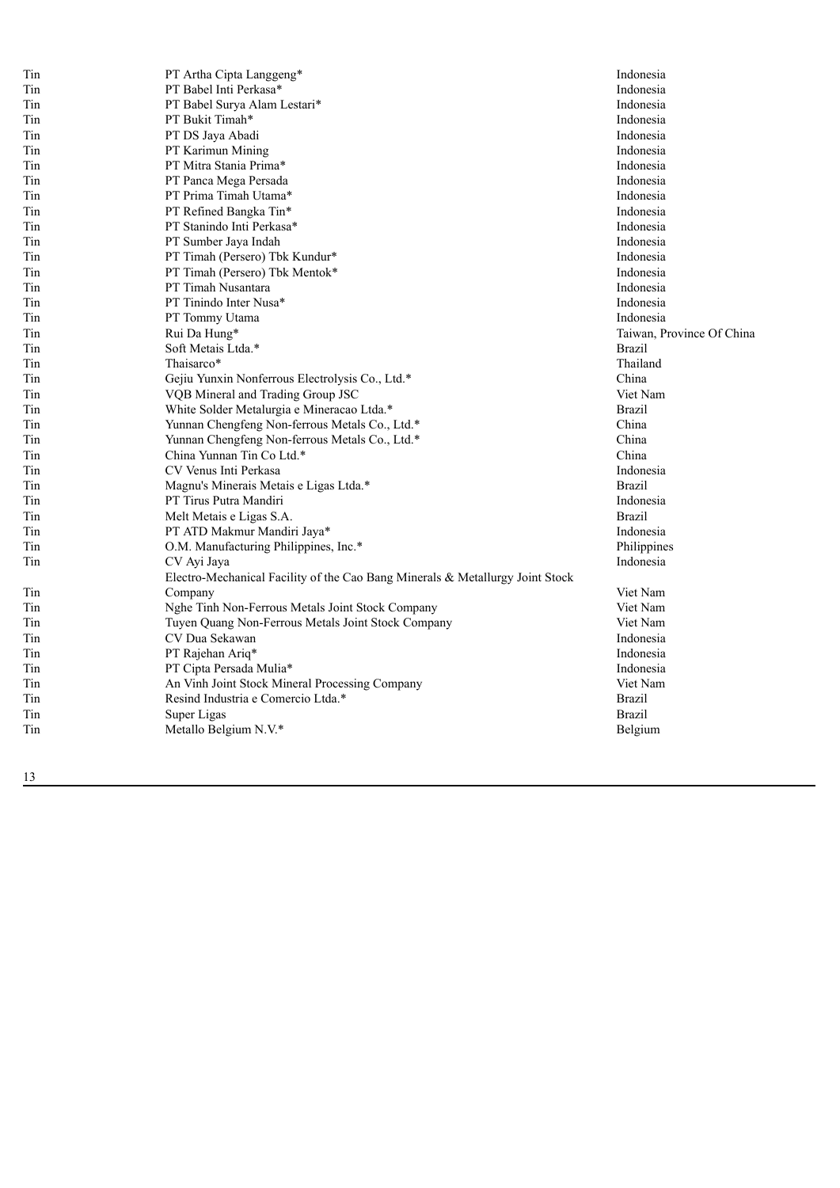| | | |
|---|---|---|
| Tin | PT Artha Cipta Langgeng* | Indonesia |
| Tin | PT Babel Inti Perkasa* | Indonesia |
| Tin | PT Babel Surya Alam Lestari* | Indonesia |
| Tin | PT Bukit Timah* | Indonesia |
| Tin | PT DS Jaya Abadi | Indonesia |
| Tin | PT Karimun Mining | Indonesia |
| Tin | PT Mitra Stania Prima* | Indonesia |
| Tin | PT Panca Mega Persada | Indonesia |
| Tin | PT Prima Timah Utama* | Indonesia |
| Tin | PT Refined Bangka Tin* | Indonesia |
| Tin | PT Stanindo Inti Perkasa* | Indonesia |
| Tin | PT Sumber Jaya Indah | Indonesia |
| Tin | PT Timah (Persero) Tbk Kundur* | Indonesia |
| Tin | PT Timah (Persero) Tbk Mentok* | Indonesia |
| Tin | PT Timah Nusantara | Indonesia |
| Tin | PT Tinindo Inter Nusa* | Indonesia |
| Tin | PT Tommy Utama | Indonesia |
| Tin | Rui Da Hung* | Taiwan, Province Of China |
| Tin | Soft Metais Ltda.* | Brazil |
| Tin | Thaisarco* | Thailand |
| Tin | Gejiu Yunxin Nonferrous Electrolysis Co., Ltd.* | China |
| Tin | VQB Mineral and Trading Group JSC | Viet Nam |
| Tin | White Solder Metalurgia e Mineracao Ltda.* | Brazil |
| Tin | Yunnan Chengfeng Non-ferrous Metals Co., Ltd.* | China |
| Tin | Yunnan Chengfeng Non-ferrous Metals Co., Ltd.* | China |
| Tin | China Yunnan Tin Co Ltd.* | China |
| Tin | CV Venus Inti Perkasa | Indonesia |
| Tin | Magnu's Minerais Metais e Ligas Ltda.* | Brazil |
| Tin | PT Tirus Putra Mandiri | Indonesia |
| Tin | Melt Metais e Ligas S.A. | Brazil |
| Tin | PT ATD Makmur Mandiri Jaya* | Indonesia |
| Tin | O.M. Manufacturing Philippines, Inc.* | Philippines |
| Tin | CV Ayi Jaya | Indonesia |
| Tin | Electro-Mechanical Facility of the Cao Bang Minerals & Metallurgy Joint Stock Company | Viet Nam |
| Tin | Nghe Tinh Non-Ferrous Metals Joint Stock Company | Viet Nam |
| Tin | Tuyen Quang Non-Ferrous Metals Joint Stock Company | Viet Nam |
| Tin | CV Dua Sekawan | Indonesia |
| Tin | PT Rajehan Ariq* | Indonesia |
| Tin | PT Cipta Persada Mulia* | Indonesia |
| Tin | An Vinh Joint Stock Mineral Processing Company | Viet Nam |
| Tin | Resind Industria e Comercio Ltda.* | Brazil |
| Tin | Super Ligas | Brazil |
| Tin | Metallo Belgium N.V.* | Belgium |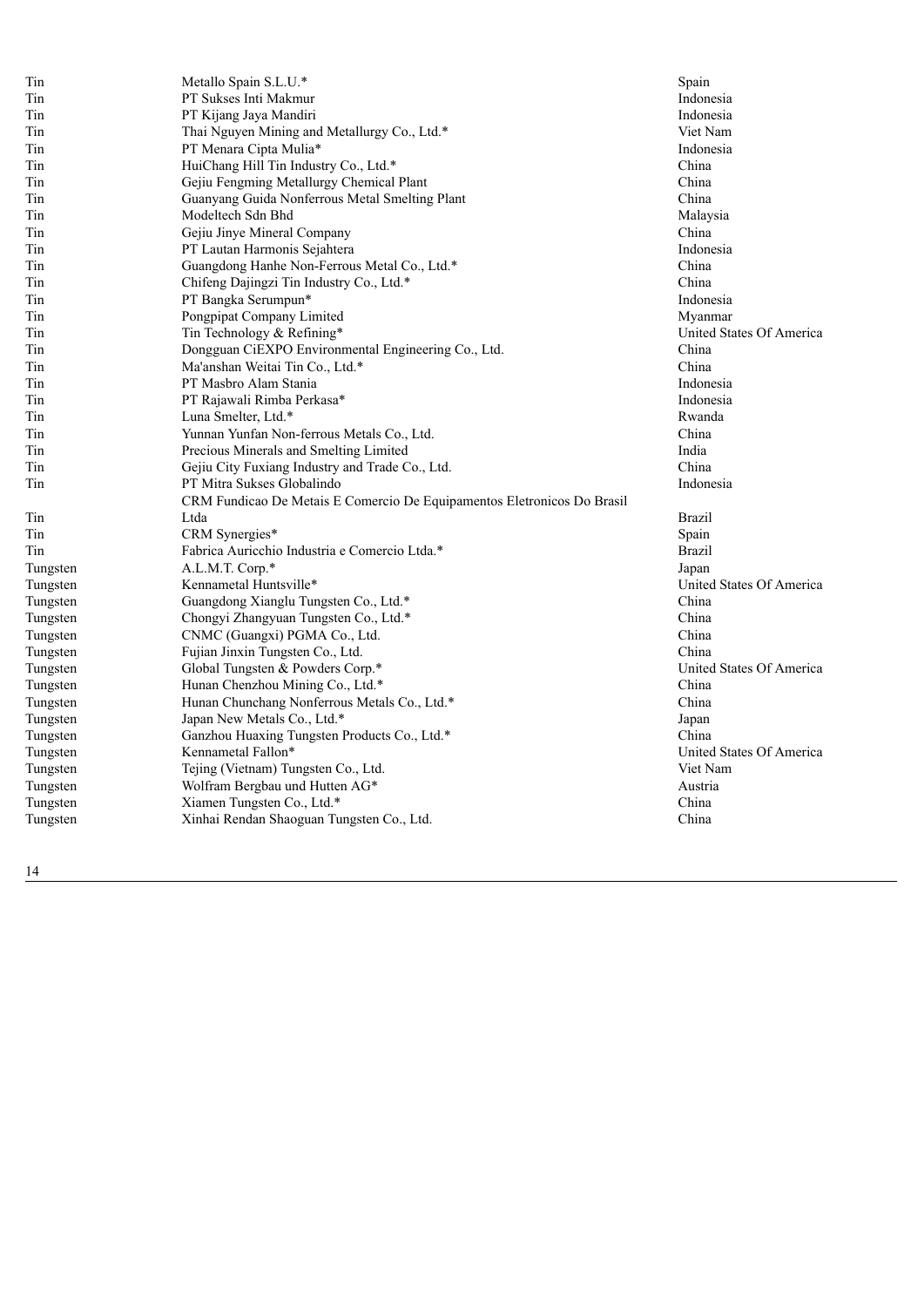| | | |
|---|---|---|
| Tin | Metallo Spain S.L.U.* | Spain |
| Tin | PT Sukses Inti Makmur | Indonesia |
| Tin | PT Kijang Jaya Mandiri | Indonesia |
| Tin | Thai Nguyen Mining and Metallurgy Co., Ltd.* | Viet Nam |
| Tin | PT Menara Cipta Mulia* | Indonesia |
| Tin | HuiChang Hill Tin Industry Co., Ltd.* | China |
| Tin | Gejiu Fengming Metallurgy Chemical Plant | China |
| Tin | Guanyang Guida Nonferrous Metal Smelting Plant | China |
| Tin | Modeltech Sdn Bhd | Malaysia |
| Tin | Gejiu Jinye Mineral Company | China |
| Tin | PT Lautan Harmonis Sejahtera | Indonesia |
| Tin | Guangdong Hanhe Non-Ferrous Metal Co., Ltd.* | China |
| Tin | Chifeng Dajingzi Tin Industry Co., Ltd.* | China |
| Tin | PT Bangka Serumpun* | Indonesia |
| Tin | Pongpipat Company Limited | Myanmar |
| Tin | Tin Technology & Refining* | United States Of America |
| Tin | Dongguan CiEXPO Environmental Engineering Co., Ltd. | China |
| Tin | Ma'anshan Weitai Tin Co., Ltd.* | China |
| Tin | PT Masbro Alam Stania | Indonesia |
| Tin | PT Rajawali Rimba Perkasa* | Indonesia |
| Tin | Luna Smelter, Ltd.* | Rwanda |
| Tin | Yunnan Yunfan Non-ferrous Metals Co., Ltd. | China |
| Tin | Precious Minerals and Smelting Limited | India |
| Tin | Gejiu City Fuxiang Industry and Trade Co., Ltd. | China |
| Tin | PT Mitra Sukses Globalindo | Indonesia |
| Tin | CRM Fundicao De Metais E Comercio De Equipamentos Eletronicos Do Brasil Ltda | Brazil |
| Tin | CRM Synergies* | Spain |
| Tin | Fabrica Auricchio Industria e Comercio Ltda.* | Brazil |
| Tungsten | A.L.M.T. Corp.* | Japan |
| Tungsten | Kennametal Huntsville* | United States Of America |
| Tungsten | Guangdong Xianglu Tungsten Co., Ltd.* | China |
| Tungsten | Chongyi Zhangyuan Tungsten Co., Ltd.* | China |
| Tungsten | CNMC (Guangxi) PGMA Co., Ltd. | China |
| Tungsten | Fujian Jinxin Tungsten Co., Ltd. | China |
| Tungsten | Global Tungsten & Powders Corp.* | United States Of America |
| Tungsten | Hunan Chenzhou Mining Co., Ltd.* | China |
| Tungsten | Hunan Chunchang Nonferrous Metals Co., Ltd.* | China |
| Tungsten | Japan New Metals Co., Ltd.* | Japan |
| Tungsten | Ganzhou Huaxing Tungsten Products Co., Ltd.* | China |
| Tungsten | Kennametal Fallon* | United States Of America |
| Tungsten | Tejing (Vietnam) Tungsten Co., Ltd. | Viet Nam |
| Tungsten | Wolfram Bergbau und Hutten AG* | Austria |
| Tungsten | Xiamen Tungsten Co., Ltd.* | China |
| Tungsten | Xinhai Rendan Shaoguan Tungsten Co., Ltd. | China |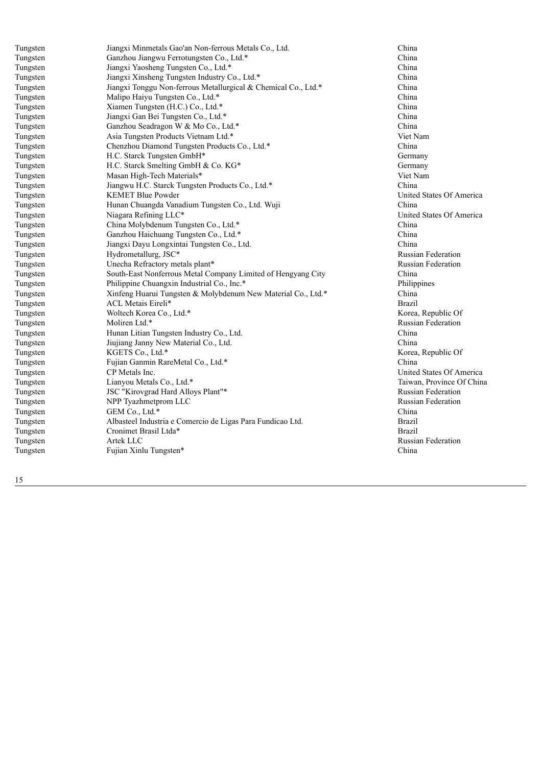| | | |
|---|---|---|
| Tungsten | Jiangxi Minmetals Gao'an Non-ferrous Metals Co., Ltd. | China |
| Tungsten | Ganzhou Jiangwu Ferrotungsten Co., Ltd.* | China |
| Tungsten | Jiangxi Yaosheng Tungsten Co., Ltd.* | China |
| Tungsten | Jiangxi Xinsheng Tungsten Industry Co., Ltd.* | China |
| Tungsten | Jiangxi Tonggu Non-ferrous Metallurgical & Chemical Co., Ltd.* | China |
| Tungsten | Malipo Haiyu Tungsten Co., Ltd.* | China |
| Tungsten | Xiamen Tungsten (H.C.) Co., Ltd.* | China |
| Tungsten | Jiangxi Gan Bei Tungsten Co., Ltd.* | China |
| Tungsten | Ganzhou Seadragon W & Mo Co., Ltd.* | China |
| Tungsten | Asia Tungsten Products Vietnam Ltd.* | Viet Nam |
| Tungsten | Chenzhou Diamond Tungsten Products Co., Ltd.* | China |
| Tungsten | H.C. Starck Tungsten GmbH* | Germany |
| Tungsten | H.C. Starck Smelting GmbH & Co. KG* | Germany |
| Tungsten | Masan High-Tech Materials* | Viet Nam |
| Tungsten | Jiangwu H.C. Starck Tungsten Products Co., Ltd.* | China |
| Tungsten | KEMET Blue Powder | United States Of America |
| Tungsten | Hunan Chuangda Vanadium Tungsten Co., Ltd. Wuji | China |
| Tungsten | Niagara Refining LLC* | United States Of America |
| Tungsten | China Molybdenum Tungsten Co., Ltd.* | China |
| Tungsten | Ganzhou Haichuang Tungsten Co., Ltd.* | China |
| Tungsten | Jiangxi Dayu Longxintai Tungsten Co., Ltd. | China |
| Tungsten | Hydrometallurg, JSC* | Russian Federation |
| Tungsten | Unecha Refractory metals plant* | Russian Federation |
| Tungsten | South-East Nonferrous Metal Company Limited of Hengyang City | China |
| Tungsten | Philippine Chuangxin Industrial Co., Inc.* | Philippines |
| Tungsten | Xinfeng Huarui Tungsten & Molybdenum New Material Co., Ltd.* | China |
| Tungsten | ACL Metais Eireli* | Brazil |
| Tungsten | Woltech Korea Co., Ltd.* | Korea, Republic Of |
| Tungsten | Moliren Ltd.* | Russian Federation |
| Tungsten | Hunan Litian Tungsten Industry Co., Ltd. | China |
| Tungsten | Jiujiang Janny New Material Co., Ltd. | China |
| Tungsten | KGETS Co., Ltd.* | Korea, Republic Of |
| Tungsten | Fujian Ganmin RareMetal Co., Ltd.* | China |
| Tungsten | CP Metals Inc. | United States Of America |
| Tungsten | Lianyou Metals Co., Ltd.* | Taiwan, Province Of China |
| Tungsten | JSC "Kirovgrad Hard Alloys Plant"* | Russian Federation |
| Tungsten | NPP Tyazhmetprom LLC | Russian Federation |
| Tungsten | GEM Co., Ltd.* | China |
| Tungsten | Albasteel Industria e Comercio de Ligas Para Fundicao Ltd. | Brazil |
| Tungsten | Cronimet Brasil Ltda* | Brazil |
| Tungsten | Artek LLC | Russian Federation |
| Tungsten | Fujian Xinlu Tungsten* | China |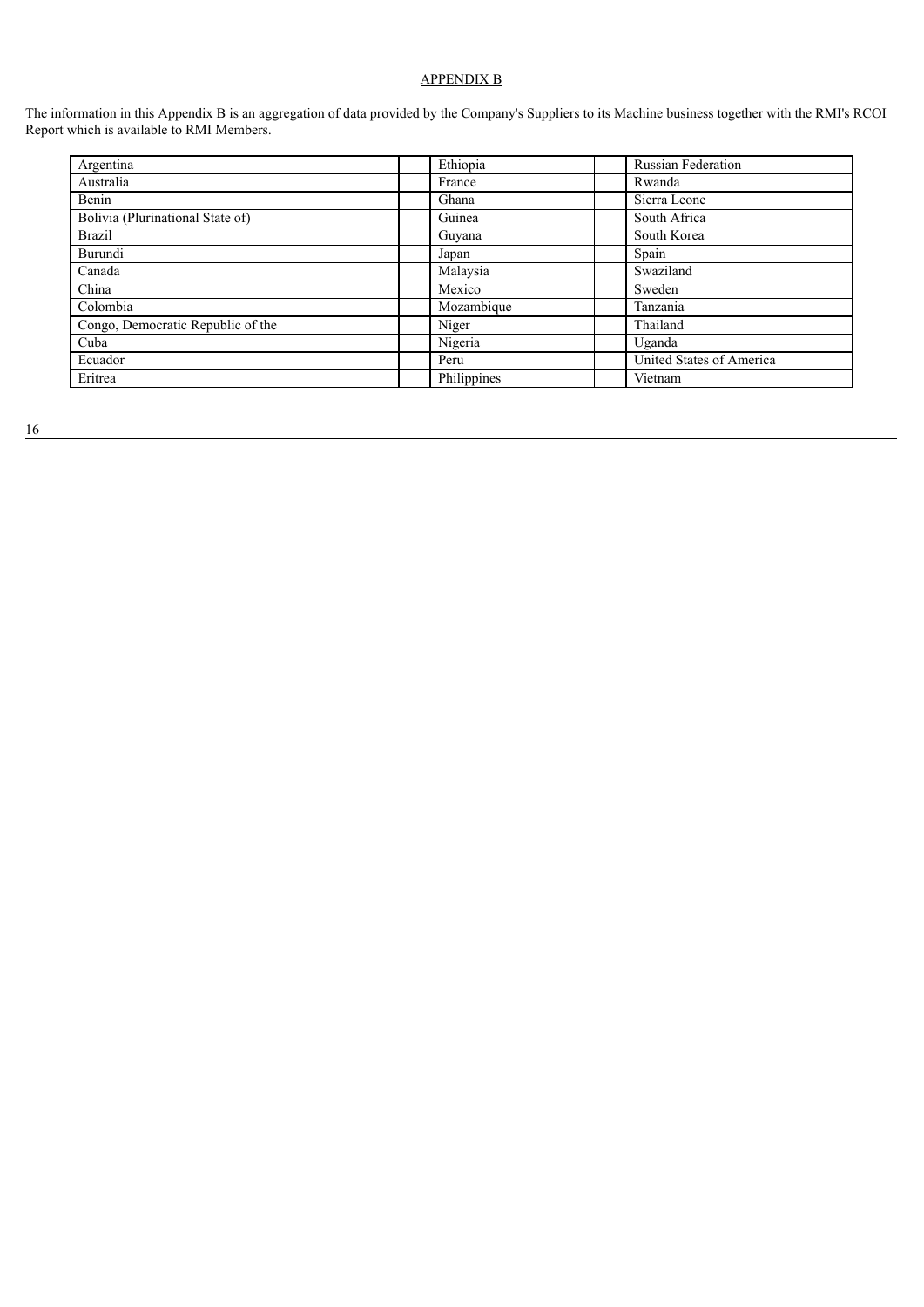## APPENDIX B

The information in this Appendix B is an aggregation of data provided by the Company's Suppliers to its Machine business together with the RMI's RCOI Report which is available to RMI Members.

| | | |
|---|---|---|
| Argentina | Ethiopia | Russian Federation |
| Australia | France | Rwanda |
| Benin | Ghana | Sierra Leone |
| Bolivia (Plurinational State of) | Guinea | South Africa |
| Brazil | Guyana | South Korea |
| Burundi | Japan | Spain |
| Canada | Malaysia | Swaziland |
| China | Mexico | Sweden |
| Colombia | Mozambique | Tanzania |
| Congo, Democratic Republic of the | Niger | Thailand |
| Cuba | Nigeria | Uganda |
| Ecuador | Peru | United States of America |
| Eritrea | Philippines | Vietnam |